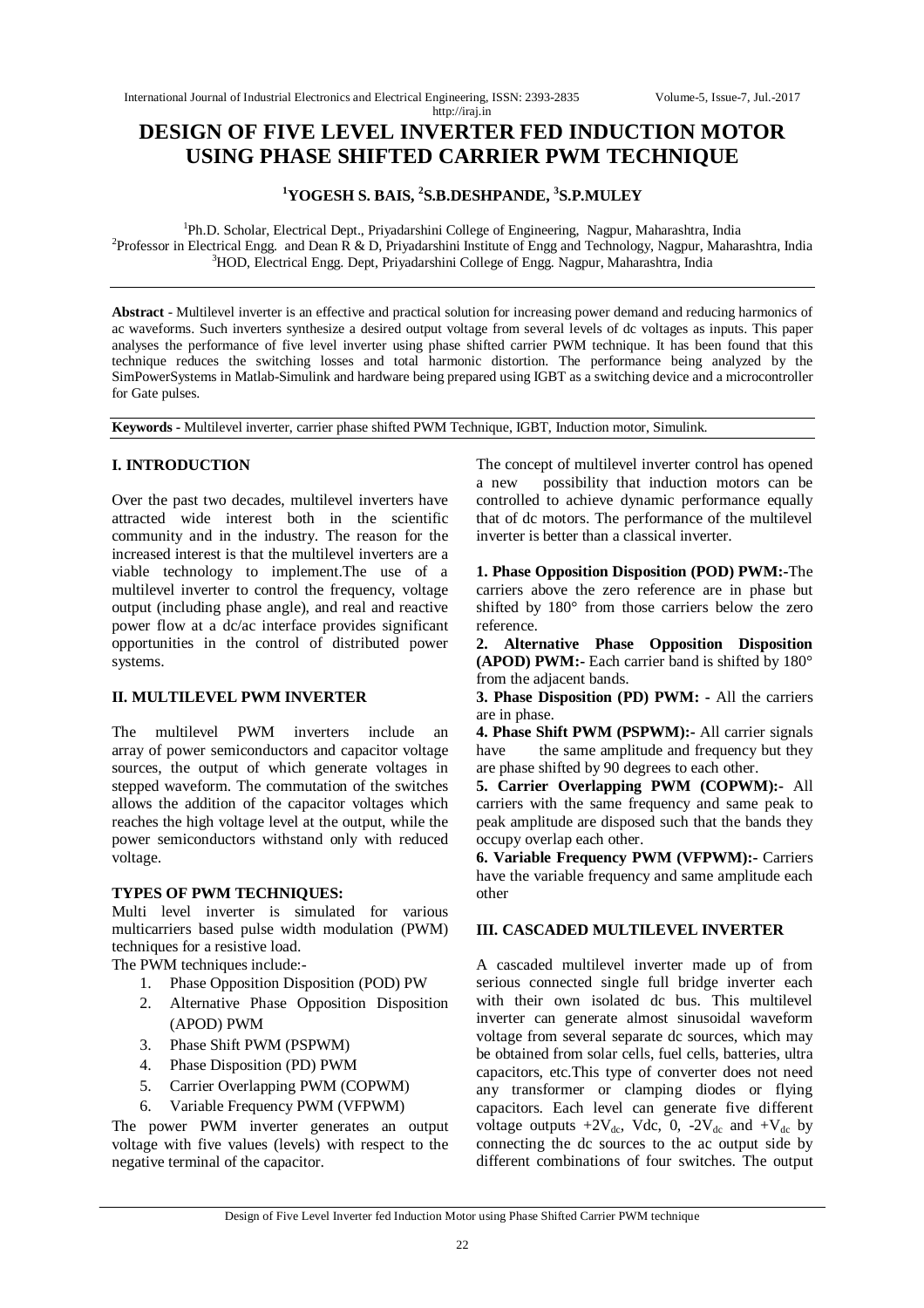# DESIGN OF FIVE LEVEL INVERTER FED INDUCTION MOTOR USING PHASE SHIFTED CARRIER PWM TECHNIQUE

**[1]YOGESH S. BAIS, [2]S.B.DESHPANDE, [3]S.P.MULEY**

[1]Ph.D. Scholar, Electrical Dept., Priyadarshini College of Engineering, Nagpur, Maharashtra, India
[2]Professor in Electrical Engg. and Dean R & D, Priyadarshini Institute of Engg and Technology, Nagpur, Maharashtra, India
[3]HOD, Electrical Engg. Dept, Priyadarshini College of Engg. Nagpur, Maharashtra, India

**Abstract** - Multilevel inverter is an effective and practical solution for increasing power demand and reducing harmonics of ac waveforms. Such inverters synthesize a desired output voltage from several levels of dc voltages as inputs. This paper analyses the performance of five level inverter using phase shifted carrier PWM technique. It has been found that this technique reduces the switching losses and total harmonic distortion. The performance being analyzed by the SimPowerSystems in Matlab-Simulink and hardware being prepared using IGBT as a switching device and a microcontroller for Gate pulses.

**Keywords** - Multilevel inverter, carrier phase shifted PWM Technique, IGBT, Induction motor, Simulink.

## I. INTRODUCTION

Over the past two decades, multilevel inverters have attracted wide interest both in the scientific community and in the industry. The reason for the increased interest is that the multilevel inverters are a viable technology to implement.The use of a multilevel inverter to control the frequency, voltage output (including phase angle), and real and reactive power flow at a dc/ac interface provides significant opportunities in the control of distributed power systems.

## II. MULTILEVEL PWM INVERTER

The multilevel PWM inverters include an array of power semiconductors and capacitor voltage sources, the output of which generate voltages in stepped waveform. The commutation of the switches allows the addition of the capacitor voltages which reaches the high voltage level at the output, while the power semiconductors withstand only with reduced voltage.

### TYPES OF PWM TECHNIQUES:

Multi level inverter is simulated for various multicarriers based pulse width modulation (PWM) techniques for a resistive load.

The PWM techniques include:-

1. Phase Opposition Disposition (POD) PW
2. Alternative Phase Opposition Disposition (APOD) PWM
3. Phase Shift PWM (PSPWM)
4. Phase Disposition (PD) PWM
5. Carrier Overlapping PWM (COPWM)
6. Variable Frequency PWM (VFPWM)

The power PWM inverter generates an output voltage with five values (levels) with respect to the negative terminal of the capacitor.

The concept of multilevel inverter control has opened a new possibility that induction motors can be controlled to achieve dynamic performance equally that of dc motors. The performance of the multilevel inverter is better than a classical inverter.

**1. Phase Opposition Disposition (POD) PWM:-**The carriers above the zero reference are in phase but shifted by 180° from those carriers below the zero reference.

**2. Alternative Phase Opposition Disposition (APOD) PWM:-** Each carrier band is shifted by 180° from the adjacent bands.

**3. Phase Disposition (PD) PWM: -** All the carriers are in phase.

**4. Phase Shift PWM (PSPWM):-** All carrier signals have the same amplitude and frequency but they are phase shifted by 90 degrees to each other.

**5. Carrier Overlapping PWM (COPWM):-** All carriers with the same frequency and same peak to peak amplitude are disposed such that the bands they occupy overlap each other.

**6. Variable Frequency PWM (VFPWM):-** Carriers have the variable frequency and same amplitude each other

## III. CASCADED MULTILEVEL INVERTER

A cascaded multilevel inverter made up of from serious connected single full bridge inverter each with their own isolated dc bus. This multilevel inverter can generate almost sinusoidal waveform voltage from several separate dc sources, which may be obtained from solar cells, fuel cells, batteries, ultra capacitors, etc.This type of converter does not need any transformer or clamping diodes or flying capacitors. Each level can generate five different voltage outputs $+2V_{dc}$, Vdc, 0, $-2V_{dc}$ and $+V_{dc}$ by connecting the dc sources to the ac output side by different combinations of four switches. The output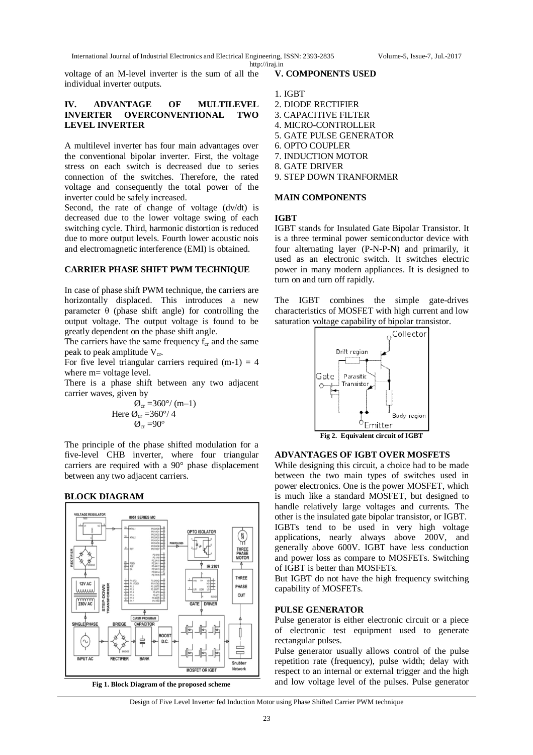voltage of an M-level inverter is the sum of all the individual inverter outputs.

## IV. ADVANTAGE OF MULTILEVEL INVERTER OVERCONVENTIONAL TWO LEVEL INVERTER

A multilevel inverter has four main advantages over the conventional bipolar inverter. First, the voltage stress on each switch is decreased due to series connection of the switches. Therefore, the rated voltage and consequently the total power of the inverter could be safely increased.

Second, the rate of change of voltage (dv/dt) is decreased due to the lower voltage swing of each switching cycle. Third, harmonic distortion is reduced due to more output levels. Fourth lower acoustic nois and electromagnetic interference (EMI) is obtained.

### CARRIER PHASE SHIFT PWM TECHNIQUE

In case of phase shift PWM technique, the carriers are horizontally displaced. This introduces a new parameter θ (phase shift angle) for controlling the output voltage. The output voltage is found to be greatly dependent on the phase shift angle.

The carriers have the same frequency $f_{cr}$ and the same peak to peak amplitude $V_{cr}$.

For five level triangular carriers required $(m-1) = 4$ where m= voltage level.

There is a phase shift between any two adjacent carrier waves, given by

$$Ø_{cr} = 360°/(m-1)$$

Here $Ø_{cr} = 360°/4$

$$Ø_{cr} = 90°$$

The principle of the phase shifted modulation for a five-level CHB inverter, where four triangular carriers are required with a 90° phase displacement between any two adjacent carriers.

### BLOCK DIAGRAM

Fig 1. Block Diagram of the proposed scheme

## V. COMPONENTS USED

1. IGBT
2. DIODE RECTIFIER
3. CAPACITIVE FILTER
4. MICRO-CONTROLLER
5. GATE PULSE GENERATOR
6. OPTO COUPLER
7. INDUCTION MOTOR
8. GATE DRIVER
9. STEP DOWN TRANFORMER

### MAIN COMPONENTS

#### IGBT

IGBT stands for Insulated Gate Bipolar Transistor. It is a three terminal power semiconductor device with four alternating layer (P-N-P-N) and primarily, it used as an electronic switch. It switches electric power in many modern appliances. It is designed to turn on and turn off rapidly.

The IGBT combines the simple gate-drives characteristics of MOSFET with high current and low saturation voltage capability of bipolar transistor.

Fig 2. Equivalent circuit of IGBT

#### ADVANTAGES OF IGBT OVER MOSFETS

While designing this circuit, a choice had to be made between the two main types of switches used in power electronics. One is the power MOSFET, which is much like a standard MOSFET, but designed to handle relatively large voltages and currents. The other is the insulated gate bipolar transistor, or IGBT.

IGBTs tend to be used in very high voltage applications, nearly always above 200V, and generally above 600V. IGBT have less conduction and power loss as compare to MOSFETs. Switching of IGBT is better than MOSFETs.

But IGBT do not have the high frequency switching capability of MOSFETs.

#### PULSE GENERATOR

Pulse generator is either electronic circuit or a piece of electronic test equipment used to generate rectangular pulses.

Pulse generator usually allows control of the pulse repetition rate (frequency), pulse width; delay with respect to an internal or external trigger and the high and low voltage level of the pulses. Pulse generator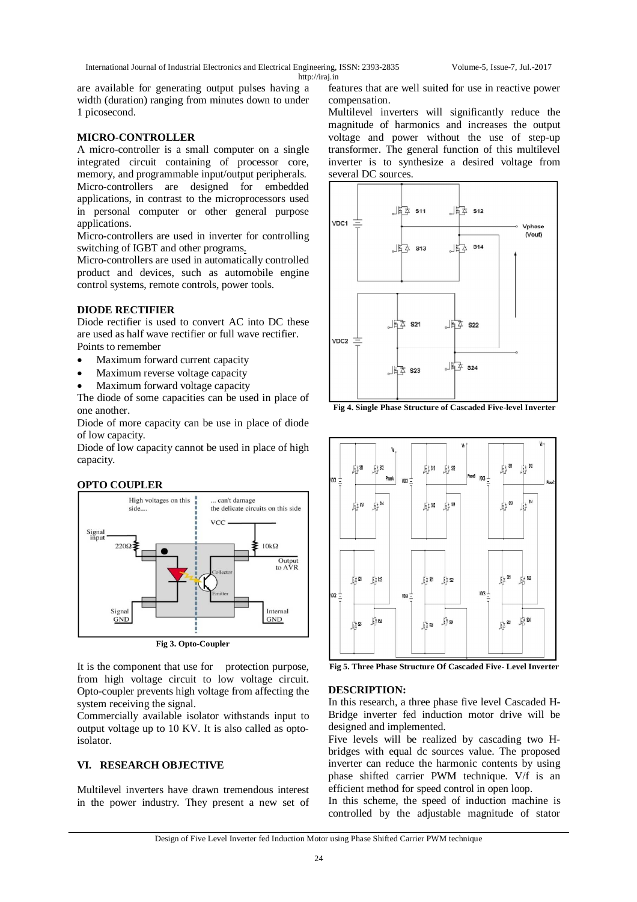are available for generating output pulses having a width (duration) ranging from minutes down to under 1 picosecond.

**MICRO-CONTROLLER**

A micro-controller is a small computer on a single integrated circuit containing of processor core, memory, and programmable input/output peripherals.

Micro-controllers are designed for embedded applications, in contrast to the microprocessors used in personal computer or other general purpose applications.

Micro-controllers are used in inverter for controlling switching of IGBT and other programs.

Micro-controllers are used in automatically controlled product and devices, such as automobile engine control systems, remote controls, power tools.

**DIODE RECTIFIER**

Diode rectifier is used to convert AC into DC these are used as half wave rectifier or full wave rectifier.

Points to remember

- Maximum forward current capacity
- Maximum reverse voltage capacity
- Maximum forward voltage capacity

The diode of some capacities can be used in place of one another.

Diode of more capacity can be use in place of diode of low capacity.

Diode of low capacity cannot be used in place of high capacity.

**OPTO COUPLER**

Fig 3. Opto-Coupler

It is the component that use for protection purpose, from high voltage circuit to low voltage circuit. Opto-coupler prevents high voltage from affecting the system receiving the signal.

Commercially available isolator withstands input to output voltage up to 10 KV. It is also called as opto-isolator.

## VI. RESEARCH OBJECTIVE

Multilevel inverters have drawn tremendous interest in the power industry. They present a new set of features that are well suited for use in reactive power compensation.

Multilevel inverters will significantly reduce the magnitude of harmonics and increases the output voltage and power without the use of step-up transformer. The general function of this multilevel inverter is to synthesize a desired voltage from several DC sources.

Fig 4. Single Phase Structure of Cascaded Five-level Inverter

Fig 5. Three Phase Structure Of Cascaded Five- Level Inverter

**DESCRIPTION:**

In this research, a three phase five level Cascaded H-Bridge inverter fed induction motor drive will be designed and implemented.

Five levels will be realized by cascading two H-bridges with equal dc sources value. The proposed inverter can reduce the harmonic contents by using phase shifted carrier PWM technique. V/f is an efficient method for speed control in open loop.

In this scheme, the speed of induction machine is controlled by the adjustable magnitude of stator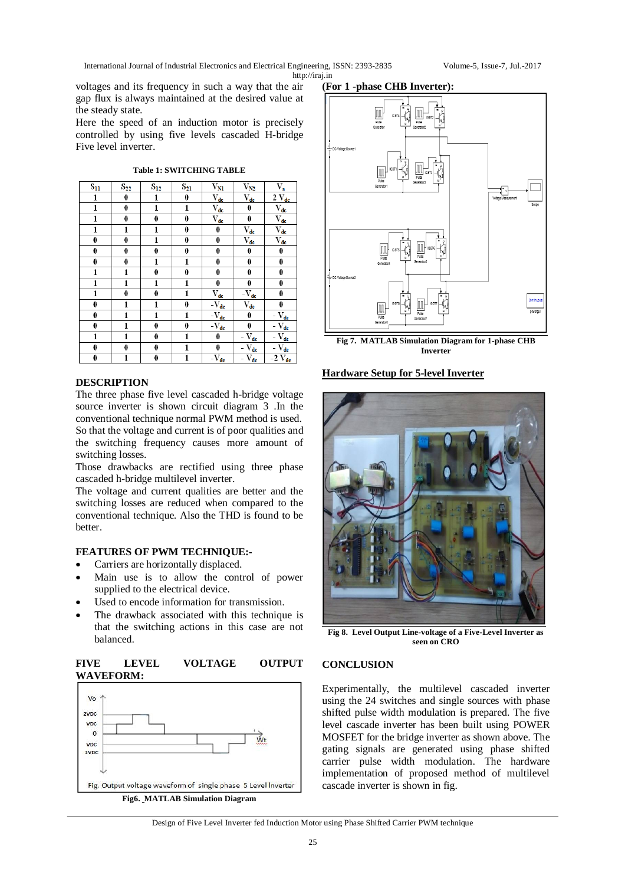voltages and its frequency in such a way that the air gap flux is always maintained at the desired value at the steady state.

Here the speed of an induction motor is precisely controlled by using five levels cascaded H-bridge Five level inverter.

**Table 1: SWITCHING TABLE**

| $S_{11}$ | $S_{22}$ | $S_{12}$ | $S_{21}$ | $V_{N1}$ | $V_{N2}$ | $V_a$ |
|---|---|---|---|---|---|---|
| 1 | 0 | 1 | 0 | $V_{dc}$ | $V_{dc}$ | $2\ V_{dc}$ |
| 1 | 0 | 1 | 1 | $V_{dc}$ | 0 | $V_{dc}$ |
| 1 | 0 | 0 | 0 | $V_{dc}$ | 0 | $V_{dc}$ |
| 1 | 1 | 1 | 0 | 0 | $V_{dc}$ | $V_{dc}$ |
| 0 | 0 | 1 | 0 | 0 | $V_{dc}$ | $V_{dc}$ |
| 0 | 0 | 0 | 0 | 0 | 0 | 0 |
| 0 | 0 | 1 | 1 | 0 | 0 | 0 |
| 1 | 1 | 0 | 0 | 0 | 0 | 0 |
| 1 | 1 | 1 | 1 | 0 | 0 | 0 |
| 1 | 0 | 0 | 1 | $V_{dc}$ | $-V_{dc}$ | 0 |
| 0 | 1 | 1 | 0 | $-V_{dc}$ | $V_{dc}$ | 0 |
| 0 | 1 | 1 | 1 | $-V_{dc}$ | 0 | $-V_{dc}$ |
| 0 | 1 | 0 | 0 | $-V_{dc}$ | 0 | $-V_{dc}$ |
| 1 | 1 | 0 | 1 | 0 | $-V_{dc}$ | $-V_{dc}$ |
| 0 | 0 | 0 | 1 | 0 | $-V_{dc}$ | $-V_{dc}$ |
| 0 | 1 | 0 | 1 | $-V_{dc}$ | $-V_{dc}$ | $-2\ V_{dc}$ |

## DESCRIPTION

The three phase five level cascaded h-bridge voltage source inverter is shown circuit diagram 3 .In the conventional technique normal PWM method is used. So that the voltage and current is of poor qualities and the switching frequency causes more amount of switching losses.

Those drawbacks are rectified using three phase cascaded h-bridge multilevel inverter.

The voltage and current qualities are better and the switching losses are reduced when compared to the conventional technique. Also the THD is found to be better.

## FEATURES OF PWM TECHNIQUE:-

- Carriers are horizontally displaced.
- Main use is to allow the control of power supplied to the electrical device.
- Used to encode information for transmission.
- The drawback associated with this technique is that the switching actions in this case are not balanced.

## FIVE LEVEL VOLTAGE OUTPUT WAVEFORM:

Fig. Output voltage waveform of single phase 5 Level Inverter

**Fig6. MATLAB Simulation Diagram**

**(For 1 -phase CHB Inverter):**

**Fig 7. MATLAB Simulation Diagram for 1-phase CHB Inverter**

## Hardware Setup for 5-level Inverter

**Fig 8. Level Output Line-voltage of a Five-Level Inverter as seen on CRO**

## CONCLUSION

Experimentally, the multilevel cascaded inverter using the 24 switches and single sources with phase shifted pulse width modulation is prepared. The five level cascade inverter has been built using POWER MOSFET for the bridge inverter as shown above. The gating signals are generated using phase shifted carrier pulse width modulation. The hardware implementation of proposed method of multilevel cascade inverter is shown in fig.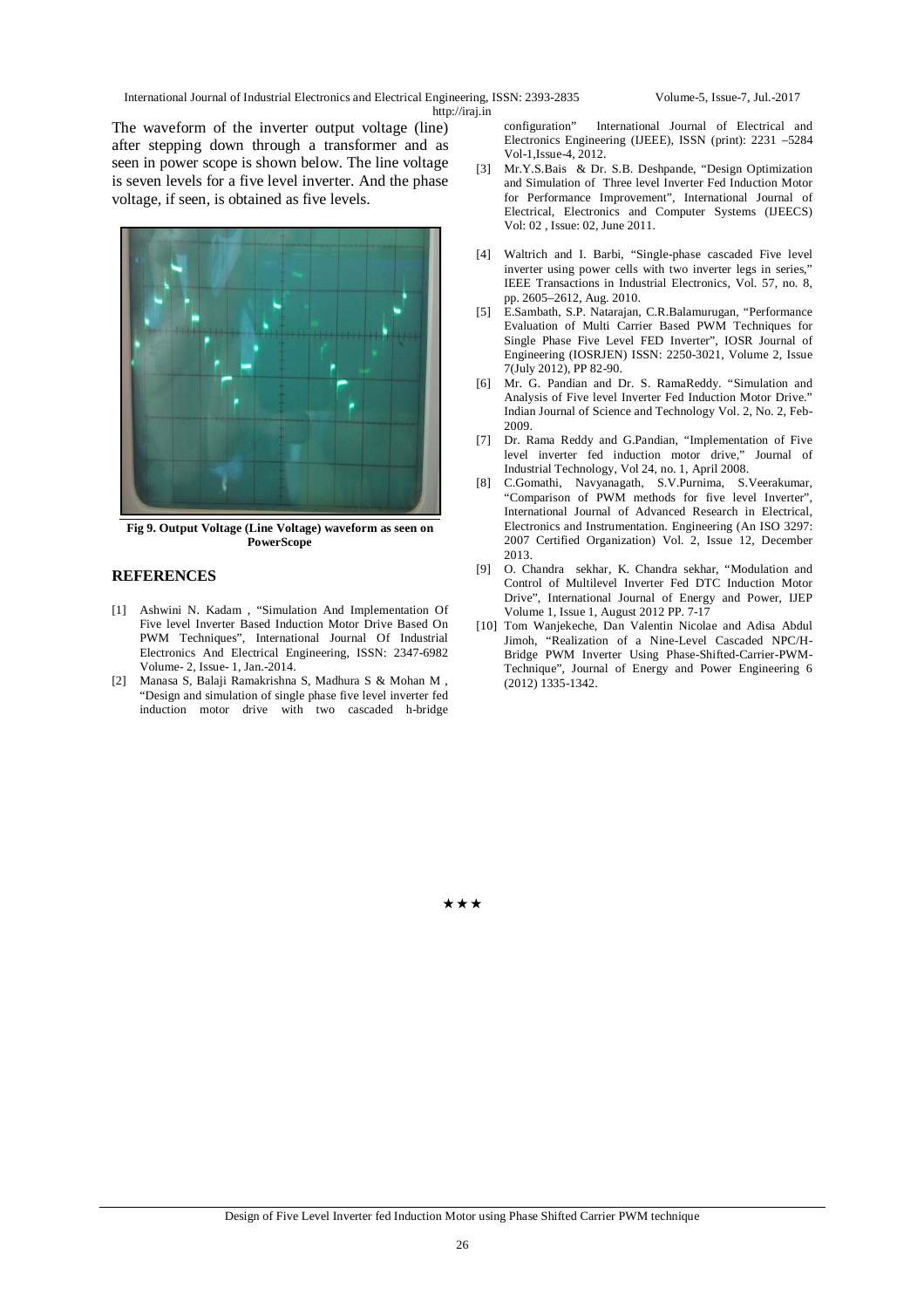The waveform of the inverter output voltage (line) after stepping down through a transformer and as seen in power scope is shown below. The line voltage is seven levels for a five level inverter. And the phase voltage, if seen, is obtained as five levels.

**Fig 9. Output Voltage (Line Voltage) waveform as seen on PowerScope**

## REFERENCES

[1] Ashwini N. Kadam , "Simulation And Implementation Of Five level Inverter Based Induction Motor Drive Based On PWM Techniques", International Journal Of Industrial Electronics And Electrical Engineering, ISSN: 2347-6982 Volume- 2, Issue- 1, Jan.-2014.

[2] Manasa S, Balaji Ramakrishna S, Madhura S & Mohan M , "Design and simulation of single phase five level inverter fed induction motor drive with two cascaded h-bridge configuration" International Journal of Electrical and Electronics Engineering (IJEEE), ISSN (print): 2231 –5284 Vol-1,Issue-4, 2012.

[3] Mr.Y.S.Bais & Dr. S.B. Deshpande, "Design Optimization and Simulation of Three level Inverter Fed Induction Motor for Performance Improvement", International Journal of Electrical, Electronics and Computer Systems (IJEECS) Vol: 02 , Issue: 02, June 2011.

[4] Waltrich and I. Barbi, "Single-phase cascaded Five level inverter using power cells with two inverter legs in series," IEEE Transactions in Industrial Electronics, Vol. 57, no. 8, pp. 2605–2612, Aug. 2010.

[5] E.Sambath, S.P. Natarajan, C.R.Balamurugan, "Performance Evaluation of Multi Carrier Based PWM Techniques for Single Phase Five Level FED Inverter", IOSR Journal of Engineering (IOSRJEN) ISSN: 2250-3021, Volume 2, Issue 7(July 2012), PP 82-90.

[6] Mr. G. Pandian and Dr. S. RamaReddy. "Simulation and Analysis of Five level Inverter Fed Induction Motor Drive." Indian Journal of Science and Technology Vol. 2, No. 2, Feb-2009.

[7] Dr. Rama Reddy and G.Pandian, "Implementation of Five level inverter fed induction motor drive," Journal of Industrial Technology, Vol 24, no. 1, April 2008.

[8] C.Gomathi, Navyanagath, S.V.Purnima, S.Veerakumar, "Comparison of PWM methods for five level Inverter", International Journal of Advanced Research in Electrical, Electronics and Instrumentation. Engineering (An ISO 3297: 2007 Certified Organization) Vol. 2, Issue 12, December 2013.

[9] O. Chandra sekhar, K. Chandra sekhar, "Modulation and Control of Multilevel Inverter Fed DTC Induction Motor Drive", International Journal of Energy and Power, IJEP Volume 1, Issue 1, August 2012 PP. 7-17

[10] Tom Wanjekeche, Dan Valentin Nicolae and Adisa Abdul Jimoh, "Realization of a Nine-Level Cascaded NPC/H-Bridge PWM Inverter Using Phase-Shifted-Carrier-PWM-Technique", Journal of Energy and Power Engineering 6 (2012) 1335-1342.

★★★